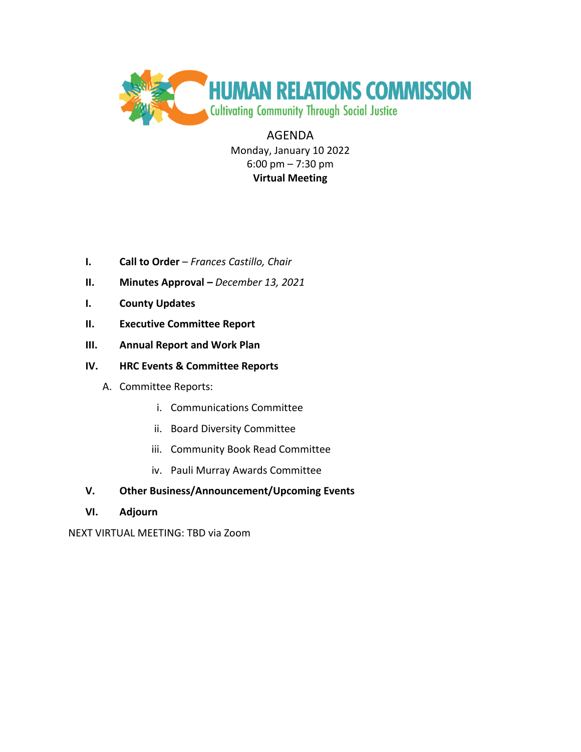# HUMAN RELATIONS COMMISSION

Cultivating Community Through Social Justice

AGENDA

Monday, January 10 2022

6:00 pm – 7:30 pm

**Virtual Meeting**

I. **Call to Order** – *Frances Castillo, Chair*

II. **Minutes Approval –** *December 13, 2021*

I. **County Updates**

II. **Executive Committee Report**

III. **Annual Report and Work Plan**

IV. **HRC Events & Committee Reports**

   A. Committee Reports:

      i. Communications Committee

      ii. Board Diversity Committee

      iii. Community Book Read Committee

      iv. Pauli Murray Awards Committee

V. **Other Business/Announcement/Upcoming Events**

VI. **Adjourn**

NEXT VIRTUAL MEETING: TBD via Zoom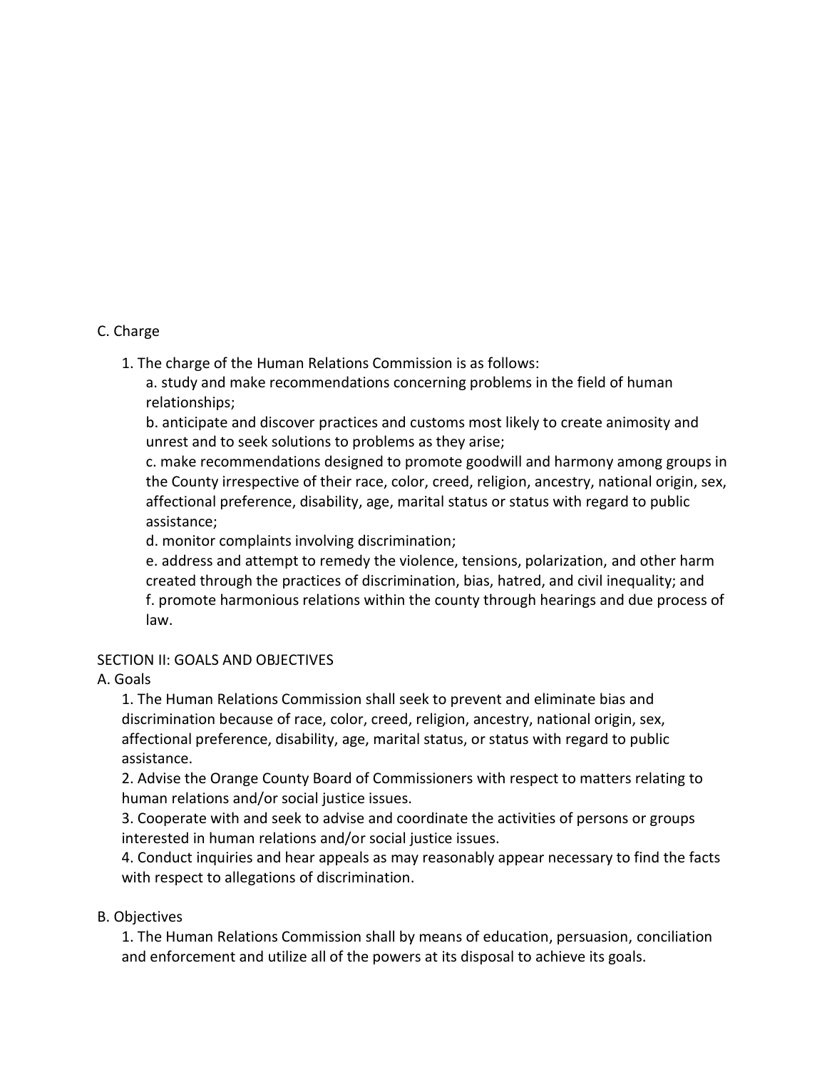## C. Charge

1. The charge of the Human Relations Commission is as follows:
   a. study and make recommendations concerning problems in the field of human relationships;
   b. anticipate and discover practices and customs most likely to create animosity and unrest and to seek solutions to problems as they arise;
   c. make recommendations designed to promote goodwill and harmony among groups in the County irrespective of their race, color, creed, religion, ancestry, national origin, sex, affectional preference, disability, age, marital status or status with regard to public assistance;
   d. monitor complaints involving discrimination;
   e. address and attempt to remedy the violence, tensions, polarization, and other harm created through the practices of discrimination, bias, hatred, and civil inequality; and
   f. promote harmonious relations within the county through hearings and due process of law.

# SECTION II: GOALS AND OBJECTIVES

## A. Goals

1. The Human Relations Commission shall seek to prevent and eliminate bias and discrimination because of race, color, creed, religion, ancestry, national origin, sex, affectional preference, disability, age, marital status, or status with regard to public assistance.
2. Advise the Orange County Board of Commissioners with respect to matters relating to human relations and/or social justice issues.
3. Cooperate with and seek to advise and coordinate the activities of persons or groups interested in human relations and/or social justice issues.
4. Conduct inquiries and hear appeals as may reasonably appear necessary to find the facts with respect to allegations of discrimination.

## B. Objectives

1. The Human Relations Commission shall by means of education, persuasion, conciliation and enforcement and utilize all of the powers at its disposal to achieve its goals.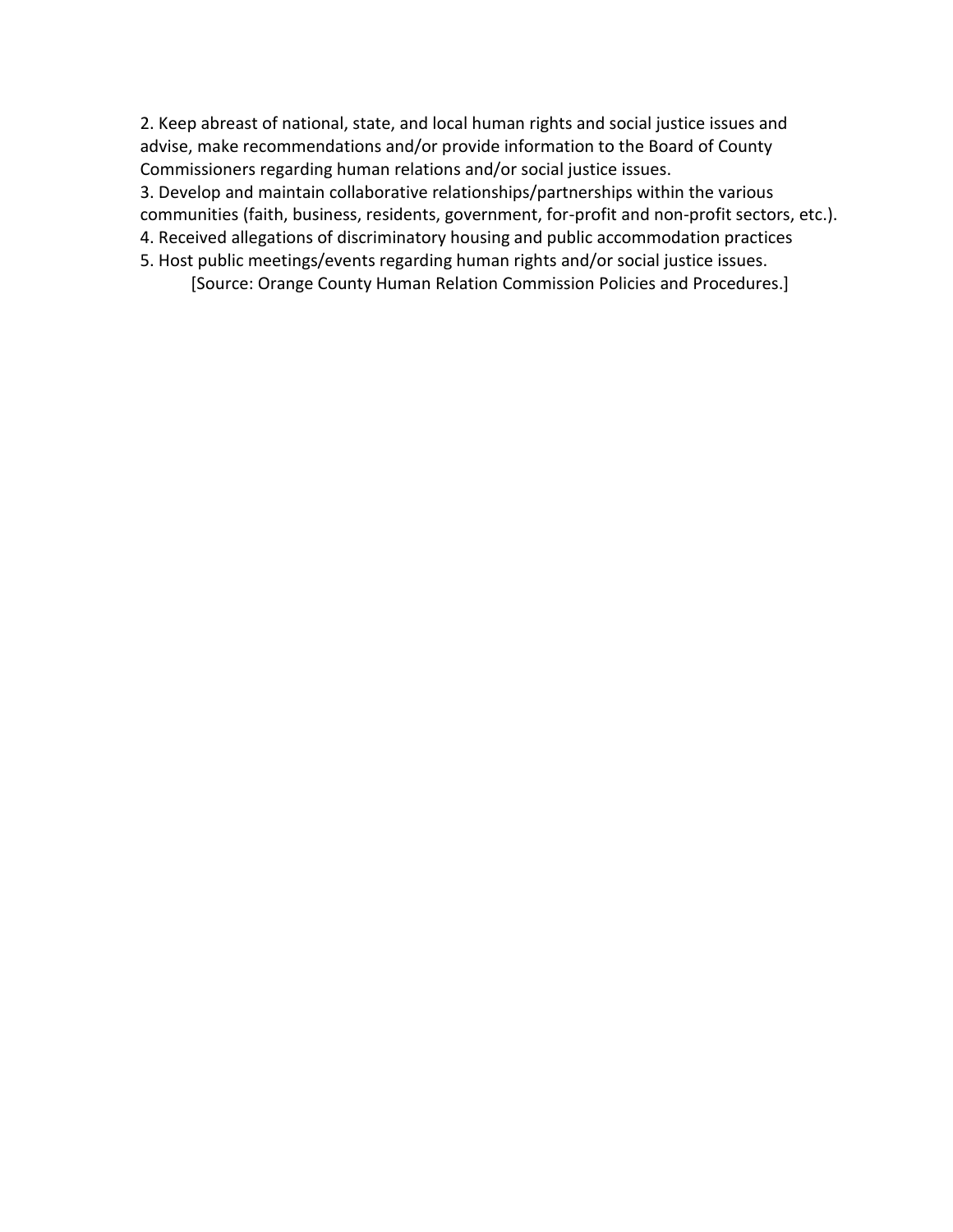2. Keep abreast of national, state, and local human rights and social justice issues and advise, make recommendations and/or provide information to the Board of County Commissioners regarding human relations and/or social justice issues.
3. Develop and maintain collaborative relationships/partnerships within the various communities (faith, business, residents, government, for-profit and non-profit sectors, etc.).
4. Received allegations of discriminatory housing and public accommodation practices
5. Host public meetings/events regarding human rights and/or social justice issues.

[Source: Orange County Human Relation Commission Policies and Procedures.]